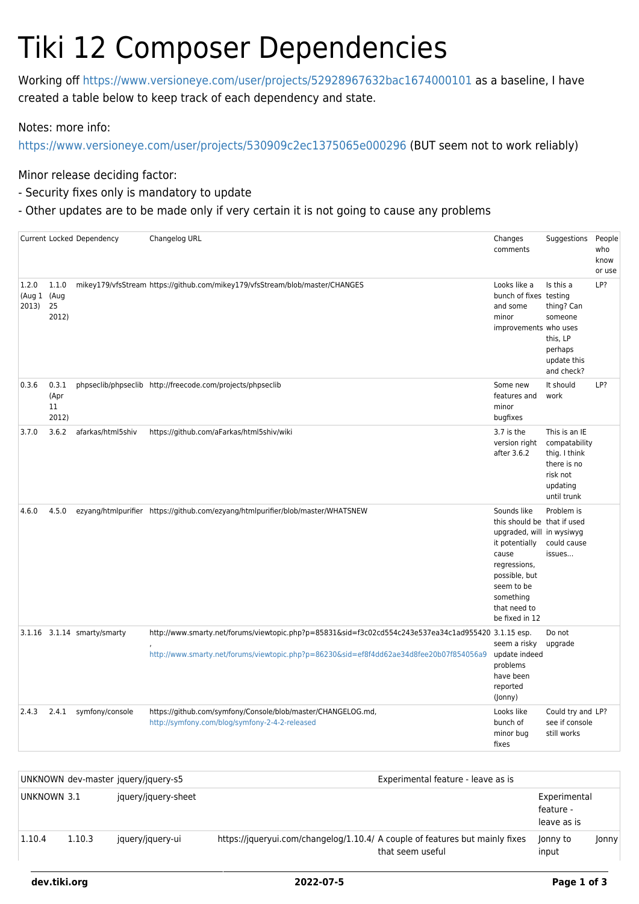# Tiki 12 Composer Dependencies

Working off https://www.versioneye.com/user/projects/52928967632bac1674000101 as a baseline, I have created a table below to keep track of each dependency and state.

Notes: more info:
https://www.versioneye.com/user/projects/530909c2ec1375065e000296 (BUT seem not to work reliably)

Minor release deciding factor:
- Security fixes only is mandatory to update
- Other updates are to be made only if very certain it is not going to cause any problems

| Current | Locked | Dependency | Changelog URL | Changes comments | Suggestions | People who know or use |
|---|---|---|---|---|---|---|
| 1.2.0 (Aug 1 2013) | 1.1.0 (Aug 25 2012) | mikey179/vfsStream | https://github.com/mikey179/vfsStream/blob/master/CHANGES | Looks like a bunch of fixes and some minor improvements | Is this a testing thing? Can someone who uses this, LP perhaps update this and check? | LP? |
| 0.3.6 | 0.3.1 (Apr 11 2012) | phpseclib/phpseclib | http://freecode.com/projects/phpseclib | Some new features and minor bugfixes | It should work | LP? |
| 3.7.0 | 3.6.2 | afarkas/html5shiv | https://github.com/aFarkas/html5shiv/wiki | 3.7 is the version right after 3.6.2 | This is an IE compatability thig. I think there is no risk not updating until trunk | |
| 4.6.0 | 4.5.0 | ezyang/htmlpurifier | https://github.com/ezyang/htmlpurifier/blob/master/WHATSNEW | Sounds like this should be upgraded, will it potentially cause regressions, possible, but seem to be something that need to be fixed in 12 | Problem is that if used in wysiwyg could cause issues... | |
| 3.1.16 | 3.1.14 | smarty/smarty | http://www.smarty.net/forums/viewtopic.php?p=85831&sid=f3c02cd554c243e537ea34c1ad955420 , http://www.smarty.net/forums/viewtopic.php?p=86230&sid=ef8f4dd62ae34d8fee20b07f854056a9 | 3.1.15 esp. seem a risky update indeed problems have been reported (Jonny) | Do not upgrade | |
| 2.4.3 | 2.4.1 | symfony/console | https://github.com/symfony/Console/blob/master/CHANGELOG.md, http://symfony.com/blog/symfony-2-4-2-released | Looks like bunch of minor bug fixes | Could try and see if console still works | LP? |

| | | | | | | |
|---|---|---|---|---|---|---|
| UNKNOWN | dev-master | jquery/jquery-s5 | | Experimental feature - leave as is | | |
| UNKNOWN | 3.1 | jquery/jquery-sheet | | | Experimental feature - leave as is | |
| 1.10.4 | 1.10.3 | jquery/jquery-ui | https://jqueryui.com/changelog/1.10.4/ | A couple of features but mainly fixes that seem useful | Jonny to input | Jonny |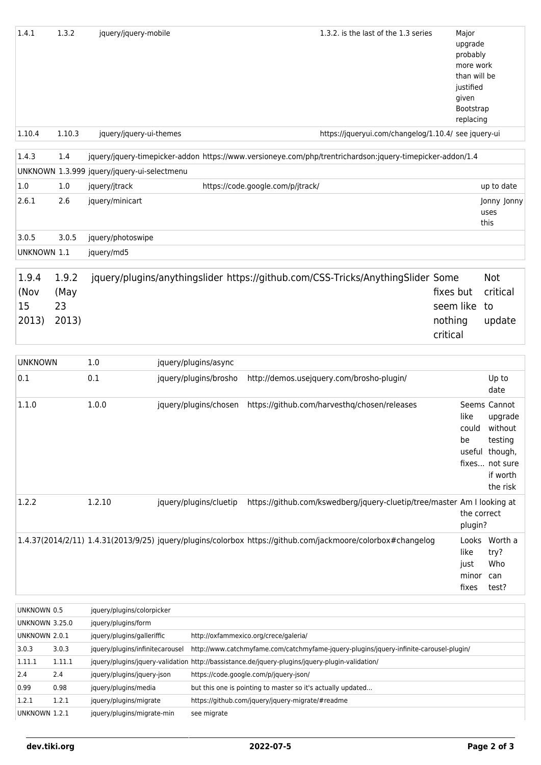| | | | | | |
|---|---|---|---|---|---|
| 1.4.1 | 1.3.2 | jquery/jquery-mobile | 1.3.2. is the last of the 1.3 series | Major upgrade probably more work than will be justified given Bootstrap replacing | |
| 1.10.4 | 1.10.3 | jquery/jquery-ui-themes | https://jqueryui.com/changelog/1.10.4/ | see jquery-ui | |

| | | | | | |
|---|---|---|---|---|---|
| 1.4.3 | 1.4 | jquery/jquery-timepicker-addon | https://www.versioneye.com/php/trentrichardson:jquery-timepicker-addon/1.4 | | |
| UNKNOWN | 1.3.999 | jquery/jquery-ui-selectmenu | | | |
| 1.0 | 1.0 | jquery/jtrack | https://code.google.com/p/jtrack/ | | up to date |
| 2.6.1 | 2.6 | jquery/minicart | | | Jonny Jonny uses this |
| 3.0.5 | 3.0.5 | jquery/photoswipe | | | |
| UNKNOWN | 1.1 | jquery/md5 | | | |

| | | | | | |
|---|---|---|---|---|---|
| 1.9.4 (Nov 15 2013) | 1.9.2 (May 23 2013) | jquery/plugins/anythingslider | https://github.com/CSS-Tricks/AnythingSlider | Some fixes but seem like nothing critical | Not critical to update |

| | | | | | |
|---|---|---|---|---|---|
| UNKNOWN | 1.0 | jquery/plugins/async | | | |
| 0.1 | 0.1 | jquery/plugins/brosho | http://demos.usejquery.com/brosho-plugin/ | | Up to date |
| 1.1.0 | 1.0.0 | jquery/plugins/chosen | https://github.com/harvesthq/chosen/releases | Seems like could be useful fixes... | Cannot upgrade without testing though, not sure if worth the risk |
| 1.2.2 | 1.2.10 | jquery/plugins/cluetip | https://github.com/kswedberg/jquery-cluetip/tree/master | Am I looking at the correct plugin? | |
| 1.4.37(2014/2/11) | 1.4.31(2013/9/25) | jquery/plugins/colorbox | https://github.com/jackmoore/colorbox#changelog | Looks like just minor fixes | Worth a try? Who can test? |

| | | | |
|---|---|---|---|
| UNKNOWN | 0.5 | jquery/plugins/colorpicker | |
| UNKNOWN | 3.25.0 | jquery/plugins/form | |
| UNKNOWN | 2.0.1 | jquery/plugins/galleriffic | http://oxfammexico.org/crece/galeria/ |
| 3.0.3 | 3.0.3 | jquery/plugins/infinitecarousel | http://www.catchmyfame.com/catchmyfame-jquery-plugins/jquery-infinite-carousel-plugin/ |
| 1.11.1 | 1.11.1 | jquery/plugins/jquery-validation | http://bassistance.de/jquery-plugins/jquery-plugin-validation/ |
| 2.4 | 2.4 | jquery/plugins/jquery-json | https://code.google.com/p/jquery-json/ |
| 0.99 | 0.98 | jquery/plugins/media | but this one is pointing to master so it's actually updated... |
| 1.2.1 | 1.2.1 | jquery/plugins/migrate | https://github.com/jquery/jquery-migrate/#readme |
| UNKNOWN | 1.2.1 | jquery/plugins/migrate-min | see migrate |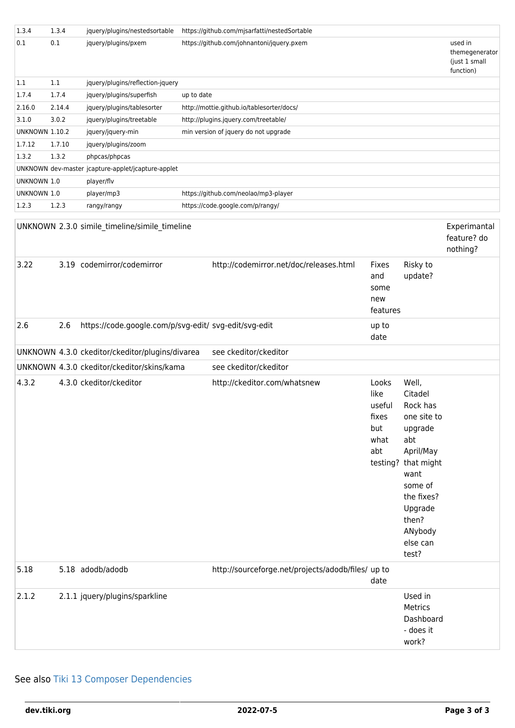| | | | | | | |
|---|---|---|---|---|---|---|
| 1.3.4 | 1.3.4 | jquery/plugins/nestedsortable | https://github.com/mjsarfatti/nestedSortable | | | |
| 0.1 | 0.1 | jquery/plugins/pxem | https://github.com/johnantoni/jquery.pxem | | | used in themegenerator (just 1 small function) |
| 1.1 | 1.1 | jquery/plugins/reflection-jquery | | | | |
| 1.7.4 | 1.7.4 | jquery/plugins/superfish | up to date | | | |
| 2.16.0 | 2.14.4 | jquery/plugins/tablesorter | http://mottie.github.io/tablesorter/docs/ | | | |
| 3.1.0 | 3.0.2 | jquery/plugins/treetable | http://plugins.jquery.com/treetable/ | | | |
| UNKNOWN | 1.10.2 | jquery/jquery-min | min version of jquery do not upgrade | | | |
| 1.7.12 | 1.7.10 | jquery/plugins/zoom | | | | |
| 1.3.2 | 1.3.2 | phpcas/phpcas | | | | |
| UNKNOWN | dev-master | jcapture-applet/jcapture-applet | | | | |
| UNKNOWN | 1.0 | player/flv | | | | |
| UNKNOWN | 1.0 | player/mp3 | https://github.com/neolao/mp3-player | | | |
| 1.2.3 | 1.2.3 | rangy/rangy | https://code.google.com/p/rangy/ | | | |
| UNKNOWN | 2.3.0 | simile_timeline/simile_timeline | | | | Experimantal feature? do nothing? |
| 3.22 | 3.19 | codemirror/codemirror | http://codemirror.net/doc/releases.html | Fixes and some new features | Risky to update? | |
| 2.6 | 2.6 | https://code.google.com/p/svg-edit/ | svg-edit/svg-edit | up to date | | |
| UNKNOWN | 4.3.0 | ckeditor/ckeditor/plugins/divarea | see ckeditor/ckeditor | | | |
| UNKNOWN | 4.3.0 | ckeditor/ckeditor/skins/kama | see ckeditor/ckeditor | | | |
| 4.3.2 | 4.3.0 | ckeditor/ckeditor | http://ckeditor.com/whatsnew | Looks like useful fixes but what abt testing? | Well, Citadel Rock has one site to upgrade abt April/May that might want some of the fixes? Upgrade then? ANybody else can test? | |
| 5.18 | 5.18 | adodb/adodb | http://sourceforge.net/projects/adodb/files/ | up to date | | |
| 2.1.2 | 2.1.1 | jquery/plugins/sparkline | | | Used in Metrics Dashboard - does it work? | |

See also Tiki 13 Composer Dependencies